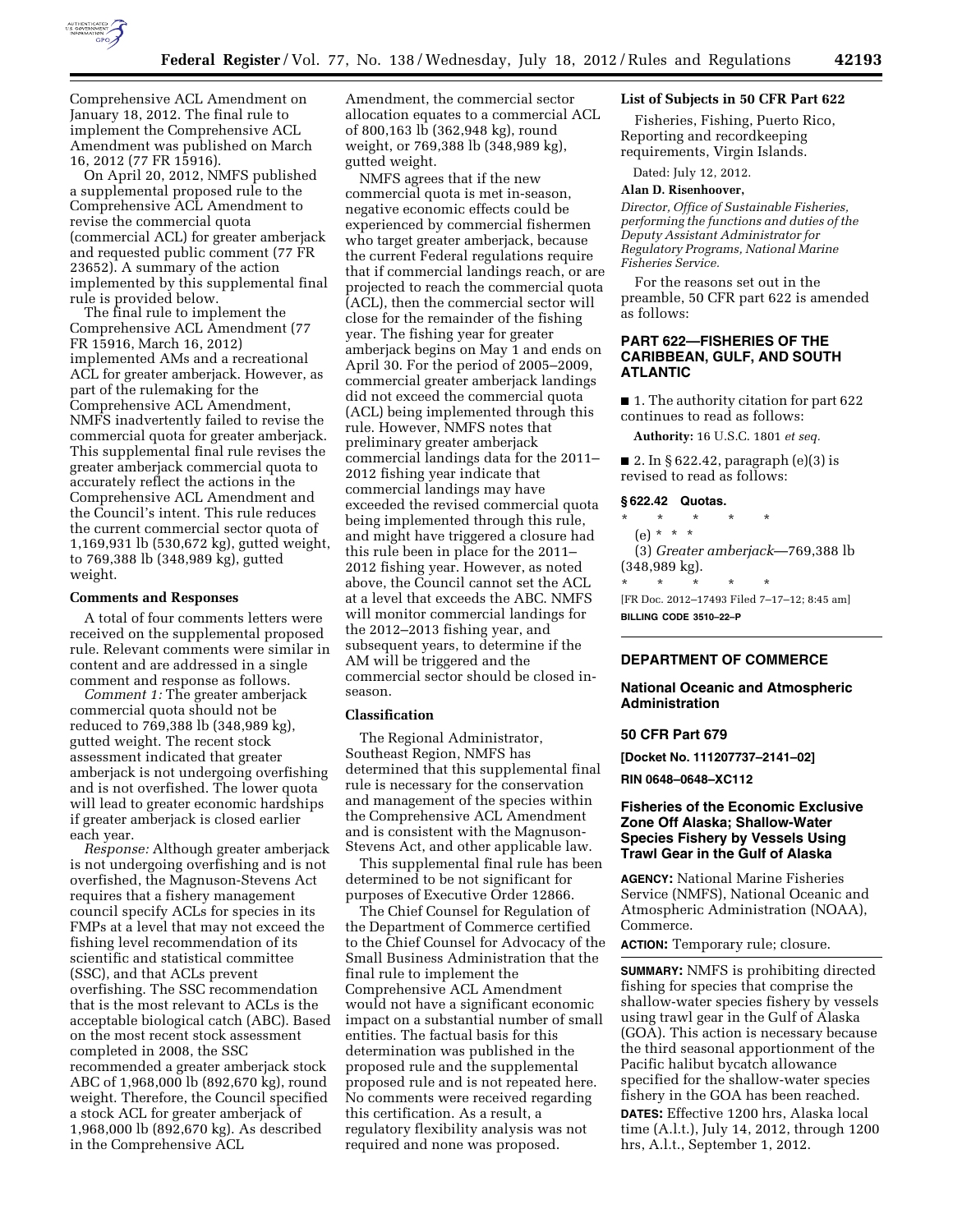Comprehensive ACL Amendment on January 18, 2012. The final rule to implement the Comprehensive ACL Amendment was published on March 16, 2012 (77 FR 15916).

On April 20, 2012, NMFS published a supplemental proposed rule to the Comprehensive ACL Amendment to revise the commercial quota (commercial ACL) for greater amberjack and requested public comment (77 FR 23652). A summary of the action implemented by this supplemental final rule is provided below.

The final rule to implement the Comprehensive ACL Amendment (77 FR 15916, March 16, 2012) implemented AMs and a recreational ACL for greater amberjack. However, as part of the rulemaking for the Comprehensive ACL Amendment, NMFS inadvertently failed to revise the commercial quota for greater amberjack. This supplemental final rule revises the greater amberjack commercial quota to accurately reflect the actions in the Comprehensive ACL Amendment and the Council's intent. This rule reduces the current commercial sector quota of 1,169,931 lb (530,672 kg), gutted weight, to 769,388 lb (348,989 kg), gutted weight.

**Comments and Responses**

A total of four comments letters were received on the supplemental proposed rule. Relevant comments were similar in content and are addressed in a single comment and response as follows.

*Comment 1:* The greater amberjack commercial quota should not be reduced to 769,388 lb (348,989 kg), gutted weight. The recent stock assessment indicated that greater amberjack is not undergoing overfishing and is not overfished. The lower quota will lead to greater economic hardships if greater amberjack is closed earlier each year.

*Response:* Although greater amberjack is not undergoing overfishing and is not overfished, the Magnuson-Stevens Act requires that a fishery management council specify ACLs for species in its FMPs at a level that may not exceed the fishing level recommendation of its scientific and statistical committee (SSC), and that ACLs prevent overfishing. The SSC recommendation that is the most relevant to ACLs is the acceptable biological catch (ABC). Based on the most recent stock assessment completed in 2008, the SSC recommended a greater amberjack stock ABC of 1,968,000 lb (892,670 kg), round weight. Therefore, the Council specified a stock ACL for greater amberjack of 1,968,000 lb (892,670 kg). As described in the Comprehensive ACL Amendment, the commercial sector allocation equates to a commercial ACL of 800,163 lb (362,948 kg), round weight, or 769,388 lb (348,989 kg), gutted weight.

NMFS agrees that if the new commercial quota is met in-season, negative economic effects could be experienced by commercial fishermen who target greater amberjack, because the current Federal regulations require that if commercial landings reach, or are projected to reach the commercial quota (ACL), then the commercial sector will close for the remainder of the fishing year. The fishing year for greater amberjack begins on May 1 and ends on April 30. For the period of 2005–2009, commercial greater amberjack landings did not exceed the commercial quota (ACL) being implemented through this rule. However, NMFS notes that preliminary greater amberjack commercial landings data for the 2011–2012 fishing year indicate that commercial landings may have exceeded the revised commercial quota being implemented through this rule, and might have triggered a closure had this rule been in place for the 2011–2012 fishing year. However, as noted above, the Council cannot set the ACL at a level that exceeds the ABC. NMFS will monitor commercial landings for the 2012–2013 fishing year, and subsequent years, to determine if the AM will be triggered and the commercial sector should be closed in-season.

**Classification**

The Regional Administrator, Southeast Region, NMFS has determined that this supplemental final rule is necessary for the conservation and management of the species within the Comprehensive ACL Amendment and is consistent with the Magnuson-Stevens Act, and other applicable law.

This supplemental final rule has been determined to be not significant for purposes of Executive Order 12866.

The Chief Counsel for Regulation of the Department of Commerce certified to the Chief Counsel for Advocacy of the Small Business Administration that the final rule to implement the Comprehensive ACL Amendment would not have a significant economic impact on a substantial number of small entities. The factual basis for this determination was published in the proposed rule and the supplemental proposed rule and is not repeated here. No comments were received regarding this certification. As a result, a regulatory flexibility analysis was not required and none was proposed.

**List of Subjects in 50 CFR Part 622**

Fisheries, Fishing, Puerto Rico, Reporting and recordkeeping requirements, Virgin Islands.

Dated: July 12, 2012.

**Alan D. Risenhoover,**

*Director, Office of Sustainable Fisheries, performing the functions and duties of the Deputy Assistant Administrator for Regulatory Programs, National Marine Fisheries Service.*

For the reasons set out in the preamble, 50 CFR part 622 is amended as follows:

## PART 622—FISHERIES OF THE CARIBBEAN, GULF, AND SOUTH ATLANTIC

■ 1. The authority citation for part 622 continues to read as follows:

**Authority:** 16 U.S.C. 1801 *et seq.*

■ 2. In § 622.42, paragraph (e)(3) is revised to read as follows:

### § 622.42 Quotas.

\* \* \* \* \*

(e) \* \* \*

(3) *Greater amberjack*—769,388 lb (348,989 kg).

\* \* \* \* \*

[FR Doc. 2012–17493 Filed 7–17–12; 8:45 am]

**BILLING CODE 3510–22–P**

---

## DEPARTMENT OF COMMERCE

## National Oceanic and Atmospheric Administration

### 50 CFR Part 679

**[Docket No. 111207737–2141–02]**

**RIN 0648–0648–XC112**

## Fisheries of the Economic Exclusive Zone Off Alaska; Shallow-Water Species Fishery by Vessels Using Trawl Gear in the Gulf of Alaska

**AGENCY:** National Marine Fisheries Service (NMFS), National Oceanic and Atmospheric Administration (NOAA), Commerce.

**ACTION:** Temporary rule; closure.

**SUMMARY:** NMFS is prohibiting directed fishing for species that comprise the shallow-water species fishery by vessels using trawl gear in the Gulf of Alaska (GOA). This action is necessary because the third seasonal apportionment of the Pacific halibut bycatch allowance specified for the shallow-water species fishery in the GOA has been reached.

**DATES:** Effective 1200 hrs, Alaska local time (A.l.t.), July 14, 2012, through 1200 hrs, A.l.t., September 1, 2012.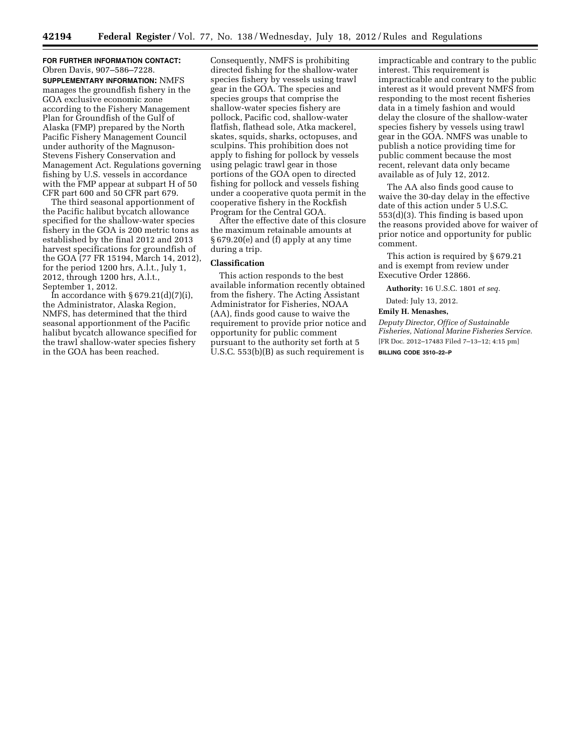**FOR FURTHER INFORMATION CONTACT:** Obren Davis, 907–586–7228.

**SUPPLEMENTARY INFORMATION:** NMFS manages the groundfish fishery in the GOA exclusive economic zone according to the Fishery Management Plan for Groundfish of the Gulf of Alaska (FMP) prepared by the North Pacific Fishery Management Council under authority of the Magnuson-Stevens Fishery Conservation and Management Act. Regulations governing fishing by U.S. vessels in accordance with the FMP appear at subpart H of 50 CFR part 600 and 50 CFR part 679.

The third seasonal apportionment of the Pacific halibut bycatch allowance specified for the shallow-water species fishery in the GOA is 200 metric tons as established by the final 2012 and 2013 harvest specifications for groundfish of the GOA (77 FR 15194, March 14, 2012), for the period 1200 hrs, A.l.t., July 1, 2012, through 1200 hrs, A.l.t., September 1, 2012.

In accordance with § 679.21(d)(7)(i), the Administrator, Alaska Region, NMFS, has determined that the third seasonal apportionment of the Pacific halibut bycatch allowance specified for the trawl shallow-water species fishery in the GOA has been reached. Consequently, NMFS is prohibiting directed fishing for the shallow-water species fishery by vessels using trawl gear in the GOA. The species and species groups that comprise the shallow-water species fishery are pollock, Pacific cod, shallow-water flatfish, flathead sole, Atka mackerel, skates, squids, sharks, octopuses, and sculpins. This prohibition does not apply to fishing for pollock by vessels using pelagic trawl gear in those portions of the GOA open to directed fishing for pollock and vessels fishing under a cooperative quota permit in the cooperative fishery in the Rockfish Program for the Central GOA.

After the effective date of this closure the maximum retainable amounts at § 679.20(e) and (f) apply at any time during a trip.

## Classification

This action responds to the best available information recently obtained from the fishery. The Acting Assistant Administrator for Fisheries, NOAA (AA), finds good cause to waive the requirement to provide prior notice and opportunity for public comment pursuant to the authority set forth at 5 U.S.C. 553(b)(B) as such requirement is impracticable and contrary to the public interest. This requirement is impracticable and contrary to the public interest as it would prevent NMFS from responding to the most recent fisheries data in a timely fashion and would delay the closure of the shallow-water species fishery by vessels using trawl gear in the GOA. NMFS was unable to publish a notice providing time for public comment because the most recent, relevant data only became available as of July 12, 2012.

The AA also finds good cause to waive the 30-day delay in the effective date of this action under 5 U.S.C. 553(d)(3). This finding is based upon the reasons provided above for waiver of prior notice and opportunity for public comment.

This action is required by § 679.21 and is exempt from review under Executive Order 12866.

**Authority:** 16 U.S.C. 1801 *et seq.*

Dated: July 13, 2012.

**Emily H. Menashes,**

*Deputy Director, Office of Sustainable Fisheries, National Marine Fisheries Service.*

[FR Doc. 2012–17483 Filed 7–13–12; 4:15 pm]

**BILLING CODE 3510–22–P**